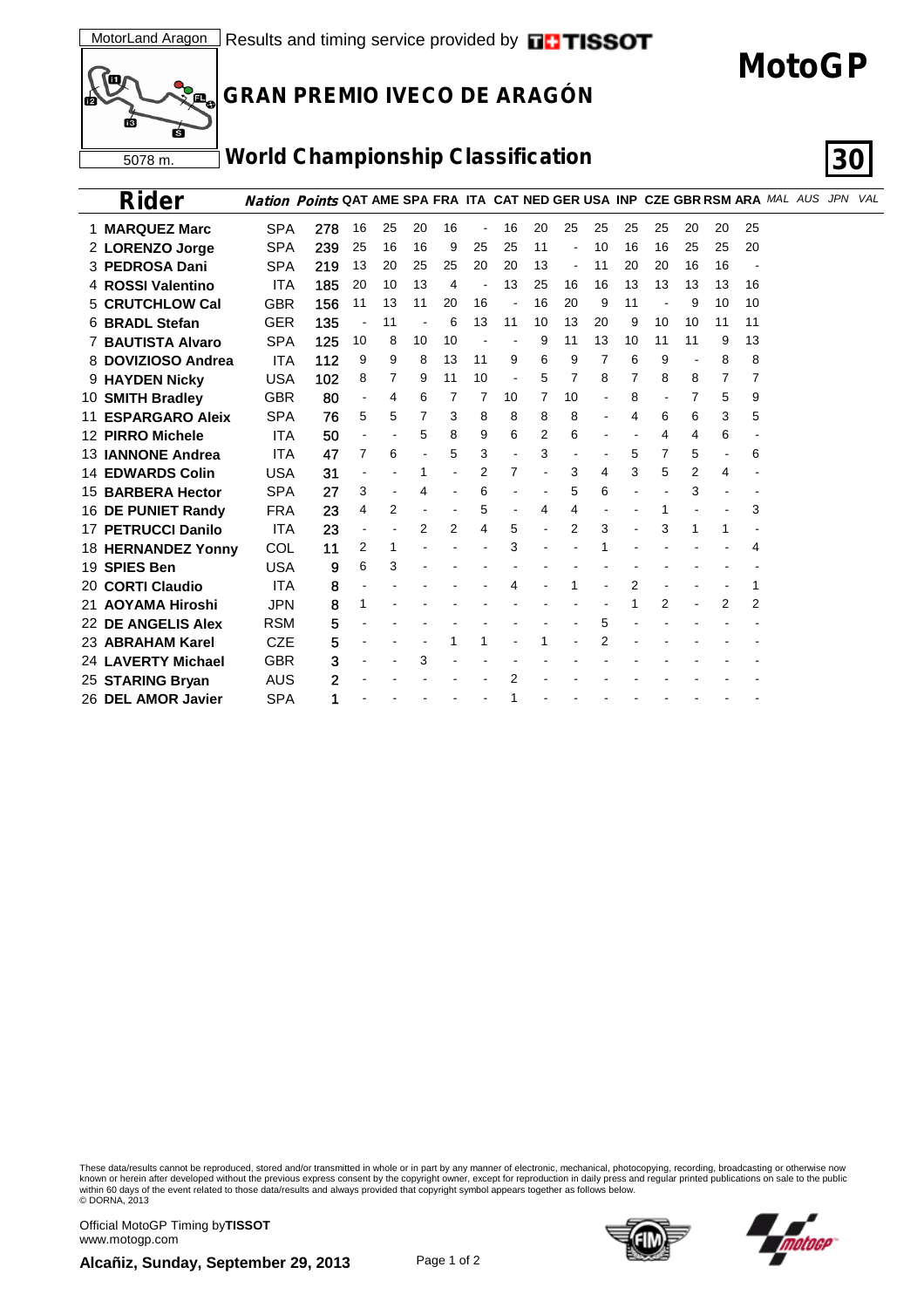MotorLand Aragon | Results and timing service provided by TISSOT

# MotoGP

## GRAN PREMIO IVECO DE ARAGÓN

5078 m.

## World Championship Classification

30

| | Rider | Nation | Points | QAT | AME | SPA | FRA | ITA | CAT | NED | GER | USA | INP | CZE | GBR | RSM | ARA | MAL | AUS | JPN | VAL |
|---|---|---|---|---|---|---|---|---|---|---|---|---|---|---|---|---|---|---|---|---|---|
| 1 | **MARQUEZ Marc** | SPA | 278 | 16 | 25 | 20 | 16 | - | 16 | 20 | 25 | 25 | 25 | 25 | 20 | 20 | 25 | | | | |
| 2 | **LORENZO Jorge** | SPA | 239 | 25 | 16 | 16 | 9 | 25 | 25 | 11 | - | 10 | 16 | 16 | 25 | 25 | 20 | | | | |
| 3 | **PEDROSA Dani** | SPA | 219 | 13 | 20 | 25 | 25 | 20 | 20 | 13 | - | 11 | 20 | 20 | 16 | 16 | - | | | | |
| 4 | **ROSSI Valentino** | ITA | 185 | 20 | 10 | 13 | 4 | - | 13 | 25 | 16 | 16 | 13 | 13 | 13 | 13 | 16 | | | | |
| 5 | **CRUTCHLOW Cal** | GBR | 156 | 11 | 13 | 11 | 20 | 16 | - | 16 | 20 | 9 | 11 | - | 9 | 10 | 10 | | | | |
| 6 | **BRADL Stefan** | GER | 135 | - | 11 | - | 6 | 13 | 11 | 10 | 13 | 20 | 9 | 10 | 10 | 11 | 11 | | | | |
| 7 | **BAUTISTA Alvaro** | SPA | 125 | 10 | 8 | 10 | 10 | - | - | 9 | 11 | 13 | 10 | 11 | 11 | 9 | 13 | | | | |
| 8 | **DOVIZIOSO Andrea** | ITA | 112 | 9 | 9 | 8 | 13 | 11 | 9 | 6 | 9 | 7 | 6 | 9 | - | 8 | 8 | | | | |
| 9 | **HAYDEN Nicky** | USA | 102 | 8 | 7 | 9 | 11 | 10 | - | 5 | 7 | 8 | 7 | 8 | 8 | 7 | 7 | | | | |
| 10 | **SMITH Bradley** | GBR | 80 | - | 4 | 6 | 7 | 7 | 10 | 7 | 10 | - | 8 | - | 7 | 5 | 9 | | | | |
| 11 | **ESPARGARO Aleix** | SPA | 76 | 5 | 5 | 7 | 3 | 8 | 8 | 8 | 8 | - | 4 | 6 | 6 | 3 | 5 | | | | |
| 12 | **PIRRO Michele** | ITA | 50 | - | - | 5 | 8 | 9 | 6 | 2 | 6 | - | - | 4 | 4 | 6 | - | | | | |
| 13 | **IANNONE Andrea** | ITA | 47 | 7 | 6 | - | 5 | 3 | - | 3 | - | - | 5 | 7 | 5 | - | 6 | | | | |
| 14 | **EDWARDS Colin** | USA | 31 | - | - | 1 | - | 2 | 7 | - | 3 | 4 | 3 | 5 | 2 | 4 | - | | | | |
| 15 | **BARBERA Hector** | SPA | 27 | 3 | - | 4 | - | 6 | - | - | 5 | 6 | - | - | 3 | - | - | | | | |
| 16 | **DE PUNIET Randy** | FRA | 23 | 4 | 2 | - | - | 5 | - | 4 | 4 | - | - | 1 | - | - | 3 | | | | |
| 17 | **PETRUCCI Danilo** | ITA | 23 | - | - | 2 | 2 | 4 | 5 | - | 2 | 3 | - | 3 | 1 | 1 | - | | | | |
| 18 | **HERNANDEZ Yonny** | COL | 11 | 2 | 1 | - | - | - | 3 | - | - | 1 | - | - | - | - | 4 | | | | |
| 19 | **SPIES Ben** | USA | 9 | 6 | 3 | - | - | - | - | - | - | - | - | - | - | - | - | | | | |
| 20 | **CORTI Claudio** | ITA | 8 | - | - | - | - | - | 4 | - | 1 | - | 2 | - | - | - | 1 | | | | |
| 21 | **AOYAMA Hiroshi** | JPN | 8 | 1 | - | - | - | - | - | - | - | - | 1 | 2 | - | 2 | 2 | | | | |
| 22 | **DE ANGELIS Alex** | RSM | 5 | - | - | - | - | - | - | - | - | 5 | - | - | - | - | - | | | | |
| 23 | **ABRAHAM Karel** | CZE | 5 | - | - | - | 1 | 1 | - | 1 | - | 2 | - | - | - | - | - | | | | |
| 24 | **LAVERTY Michael** | GBR | 3 | - | - | 3 | - | - | - | - | - | - | - | - | - | - | - | | | | |
| 25 | **STARING Bryan** | AUS | 2 | - | - | - | - | - | 2 | - | - | - | - | - | - | - | - | | | | |
| 26 | **DEL AMOR Javier** | SPA | 1 | - | - | - | - | - | 1 | - | - | - | - | - | - | - | - | | | | |

These data/results cannot be reproduced, stored and/or transmitted in whole or in part by any manner of electronic, mechanical, photocopying, recording, broadcasting or otherwise now known or herein after developed without the previous express consent by the copyright owner, except for reproduction in daily press and regular printed publications on sale to the public within 60 days of the event related to those data/results and always provided that copyright symbol appears together as follows below.
© DORNA, 2013

Official MotoGP Timing by **TISSOT**
www.motogp.com

**Alcañiz, Sunday, September 29, 2013**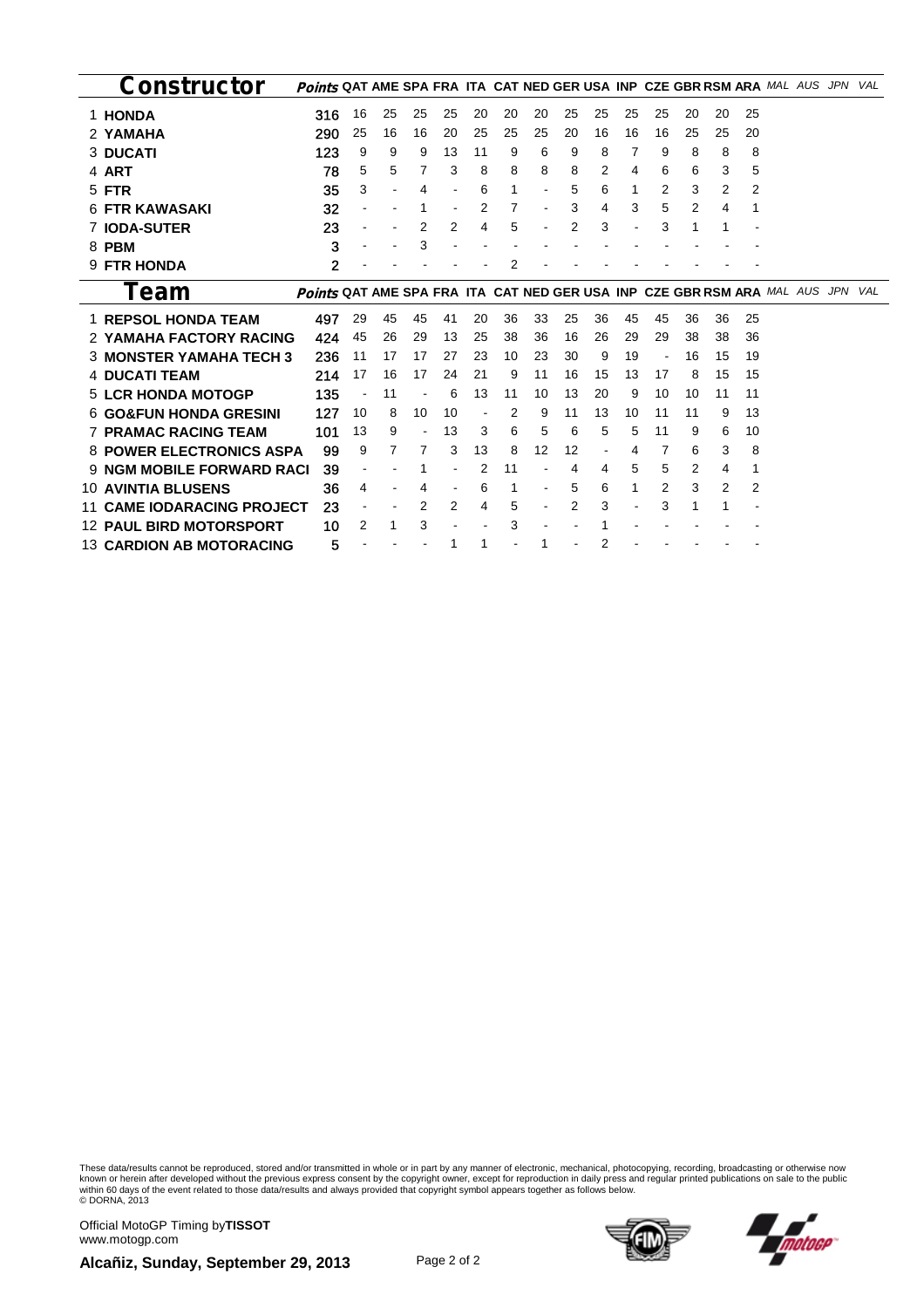## Constructor

| | Constructor | Points | QAT | AME | SPA | FRA | ITA | CAT | NED | GER | USA | INP | CZE | GBR | RSM | ARA | MAL | AUS | JPN | VAL |
|---|---|---|---|---|---|---|---|---|---|---|---|---|---|---|---|---|---|---|---|---|
| 1 | HONDA | 316 | 16 | 25 | 25 | 25 | 20 | 20 | 20 | 25 | 25 | 25 | 25 | 20 | 20 | 25 | | | | |
| 2 | YAMAHA | 290 | 25 | 16 | 16 | 20 | 25 | 25 | 25 | 20 | 16 | 16 | 16 | 25 | 25 | 20 | | | | |
| 3 | DUCATI | 123 | 9 | 9 | 9 | 13 | 11 | 9 | 6 | 9 | 8 | 7 | 9 | 8 | 8 | 8 | | | | |
| 4 | ART | 78 | 5 | 5 | 7 | 3 | 8 | 8 | 8 | 8 | 2 | 4 | 6 | 6 | 3 | 5 | | | | |
| 5 | FTR | 35 | 3 | - | 4 | - | 6 | 1 | - | 5 | 6 | 1 | 2 | 3 | 2 | 2 | | | | |
| 6 | FTR KAWASAKI | 32 | - | - | 1 | - | 2 | 7 | - | 3 | 4 | 3 | 5 | 2 | 4 | 1 | | | | |
| 7 | IODA-SUTER | 23 | - | - | 2 | 2 | 4 | 5 | - | 2 | 3 | - | 3 | 1 | 1 | - | | | | |
| 8 | PBM | 3 | - | - | 3 | - | - | - | - | - | - | - | - | - | - | - | | | | |
| 9 | FTR HONDA | 2 | - | - | - | - | - | 2 | - | - | - | - | - | - | - | - | | | | |

## Team

| | Team | Points | QAT | AME | SPA | FRA | ITA | CAT | NED | GER | USA | INP | CZE | GBR | RSM | ARA | MAL | AUS | JPN | VAL |
|---|---|---|---|---|---|---|---|---|---|---|---|---|---|---|---|---|---|---|---|---|
| 1 | REPSOL HONDA TEAM | 497 | 29 | 45 | 45 | 41 | 20 | 36 | 33 | 25 | 36 | 45 | 45 | 36 | 36 | 25 | | | | |
| 2 | YAMAHA FACTORY RACING | 424 | 45 | 26 | 29 | 13 | 25 | 38 | 36 | 16 | 26 | 29 | 29 | 38 | 38 | 36 | | | | |
| 3 | MONSTER YAMAHA TECH 3 | 236 | 11 | 17 | 17 | 27 | 23 | 10 | 23 | 30 | 9 | 19 | - | 16 | 15 | 19 | | | | |
| 4 | DUCATI TEAM | 214 | 17 | 16 | 17 | 24 | 21 | 9 | 11 | 16 | 15 | 13 | 17 | 8 | 15 | 15 | | | | |
| 5 | LCR HONDA MOTOGP | 135 | - | 11 | - | 6 | 13 | 11 | 10 | 13 | 20 | 9 | 10 | 10 | 11 | 11 | | | | |
| 6 | GO&FUN HONDA GRESINI | 127 | 10 | 8 | 10 | 10 | - | 2 | 9 | 11 | 13 | 10 | 11 | 11 | 9 | 13 | | | | |
| 7 | PRAMAC RACING TEAM | 101 | 13 | 9 | - | 13 | 3 | 6 | 5 | 6 | 5 | 5 | 11 | 9 | 6 | 10 | | | | |
| 8 | POWER ELECTRONICS ASPA | 99 | 9 | 7 | 7 | 3 | 13 | 8 | 12 | 12 | - | 4 | 7 | 6 | 3 | 8 | | | | |
| 9 | NGM MOBILE FORWARD RACI | 39 | - | - | 1 | - | 2 | 11 | - | 4 | 4 | 5 | 5 | 2 | 4 | 1 | | | | |
| 10 | AVINTIA BLUSENS | 36 | 4 | - | 4 | - | 6 | 1 | - | 5 | 6 | 1 | 2 | 3 | 2 | 2 | | | | |
| 11 | CAME IODARACING PROJECT | 23 | - | - | 2 | 2 | 4 | 5 | - | 2 | 3 | - | 3 | 1 | 1 | - | | | | |
| 12 | PAUL BIRD MOTORSPORT | 10 | 2 | 1 | 3 | - | - | 3 | - | - | 1 | - | - | - | - | - | | | | |
| 13 | CARDION AB MOTORACING | 5 | - | - | - | 1 | 1 | - | 1 | - | 2 | - | - | - | - | - | | | | |

These data/results cannot be reproduced, stored and/or transmitted in whole or in part by any manner of electronic, mechanical, photocopying, recording, broadcasting or otherwise now known or herein after developed without the previous express consent by the copyright owner, except for reproduction in daily press and regular printed publications on sale to the public within 60 days of the event related to those data/results and always provided that copyright symbol appears together as follows below.
© DORNA, 2013

Official MotoGP Timing by **TISSOT**
www.motogp.com

**Alcañiz, Sunday, September 29, 2013**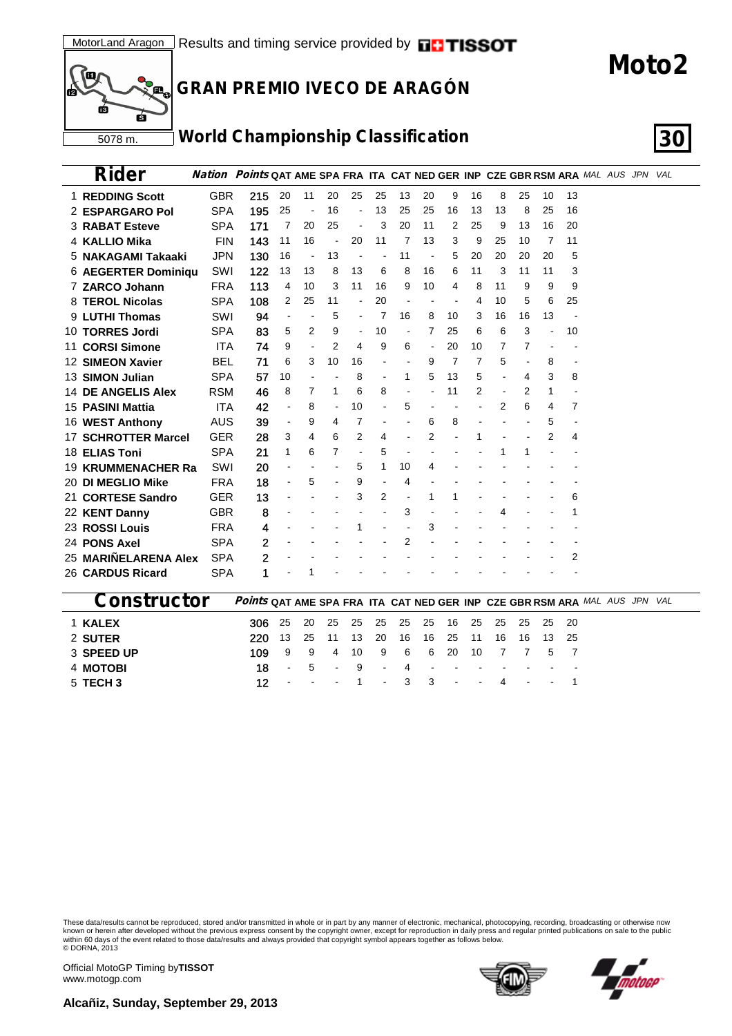MotorLand Aragon | Results and timing service provided by TISSOT

5078 m.

# Moto2

## GRAN PREMIO IVECO DE ARAGÓN

## World Championship Classification

| Rider | Nation | Points | QAT | AME | SPA | FRA | ITA | CAT | NED | GER | INP | CZE | GBR | RSM | ARA | MAL | AUS | JPN | VAL |
|---|---|---|---|---|---|---|---|---|---|---|---|---|---|---|---|---|---|---|---|
| 1 **REDDING Scott** | GBR | **215** | 20 | 11 | 20 | 25 | 25 | 13 | 20 | 9 | 16 | 8 | 25 | 10 | 13 | | | | |
| 2 **ESPARGARO Pol** | SPA | **195** | 25 | - | 16 | - | 13 | 25 | 25 | 16 | 13 | 13 | 8 | 25 | 16 | | | | |
| 3 **RABAT Esteve** | SPA | **171** | 7 | 20 | 25 | - | 3 | 20 | 11 | 2 | 25 | 9 | 13 | 16 | 20 | | | | |
| 4 **KALLIO Mika** | FIN | **143** | 11 | 16 | - | 20 | 11 | 7 | 13 | 3 | 9 | 25 | 10 | 7 | 11 | | | | |
| 5 **NAKAGAMI Takaaki** | JPN | **130** | 16 | - | 13 | - | - | 11 | - | 5 | 20 | 20 | 20 | 20 | 5 | | | | |
| 6 **AEGERTER Dominiqu** | SWI | **122** | 13 | 13 | 8 | 13 | 6 | 8 | 16 | 6 | 11 | 3 | 11 | 11 | 3 | | | | |
| 7 **ZARCO Johann** | FRA | **113** | 4 | 10 | 3 | 11 | 16 | 9 | 10 | 4 | 8 | 11 | 9 | 9 | 9 | | | | |
| 8 **TEROL Nicolas** | SPA | **108** | 2 | 25 | 11 | - | 20 | - | - | - | 4 | 10 | 5 | 6 | 25 | | | | |
| 9 **LUTHI Thomas** | SWI | **94** | - | - | 5 | - | 7 | 16 | 8 | 10 | 3 | 16 | 16 | 13 | - | | | | |
| 10 **TORRES Jordi** | SPA | **83** | 5 | 2 | 9 | - | 10 | - | 7 | 25 | 6 | 6 | 3 | - | 10 | | | | |
| 11 **CORSI Simone** | ITA | **74** | 9 | - | 2 | 4 | 9 | 6 | - | 20 | 10 | 7 | 7 | - | - | | | | |
| 12 **SIMEON Xavier** | BEL | **71** | 6 | 3 | 10 | 16 | - | - | 9 | 7 | 7 | 5 | - | 8 | - | | | | |
| 13 **SIMON Julian** | SPA | **57** | 10 | - | - | 8 | - | 1 | 5 | 13 | 5 | - | 4 | 3 | 8 | | | | |
| 14 **DE ANGELIS Alex** | RSM | **46** | 8 | 7 | 1 | 6 | 8 | - | - | 11 | 2 | - | 2 | 1 | - | | | | |
| 15 **PASINI Mattia** | ITA | **42** | - | 8 | - | 10 | - | 5 | - | - | - | 2 | 6 | 4 | 7 | | | | |
| 16 **WEST Anthony** | AUS | **39** | - | 9 | 4 | 7 | - | - | 6 | 8 | - | - | - | 5 | - | | | | |
| 17 **SCHROTTER Marcel** | GER | **28** | 3 | 4 | 6 | 2 | 4 | - | 2 | - | 1 | - | - | 2 | 4 | | | | |
| 18 **ELIAS Toni** | SPA | **21** | 1 | 6 | 7 | - | 5 | - | - | - | - | 1 | 1 | - | - | | | | |
| 19 **KRUMMENACHER Ra** | SWI | **20** | - | - | - | 5 | 1 | 10 | 4 | - | - | - | - | - | - | | | | |
| 20 **DI MEGLIO Mike** | FRA | **18** | - | 5 | - | 9 | - | 4 | - | - | - | - | - | - | - | | | | |
| 21 **CORTESE Sandro** | GER | **13** | - | - | - | 3 | 2 | - | 1 | 1 | - | - | - | - | 6 | | | | |
| 22 **KENT Danny** | GBR | **8** | - | - | - | - | - | 3 | - | - | - | 4 | - | - | 1 | | | | |
| 23 **ROSSI Louis** | FRA | **4** | - | - | - | 1 | - | - | 3 | - | - | - | - | - | - | | | | |
| 24 **PONS Axel** | SPA | **2** | - | - | - | - | - | 2 | - | - | - | - | - | - | - | | | | |
| 25 **MARIÑELARENA Alex** | SPA | **2** | - | - | - | - | - | - | - | - | - | - | - | - | 2 | | | | |
| 26 **CARDUS Ricard** | SPA | **1** | - | 1 | - | - | - | - | - | - | - | - | - | - | - | | | | |

| Constructor | Points | QAT | AME | SPA | FRA | ITA | CAT | NED | GER | INP | CZE | GBR | RSM | ARA | MAL | AUS | JPN | VAL |
|---|---|---|---|---|---|---|---|---|---|---|---|---|---|---|---|---|---|---|
| 1 **KALEX** | **306** | 25 | 20 | 25 | 25 | 25 | 25 | 25 | 16 | 25 | 25 | 25 | 25 | 20 | | | | |
| 2 **SUTER** | **220** | 13 | 25 | 11 | 13 | 20 | 16 | 16 | 25 | 11 | 16 | 16 | 13 | 25 | | | | |
| 3 **SPEED UP** | **109** | 9 | 9 | 4 | 10 | 9 | 6 | 6 | 20 | 10 | 7 | 7 | 5 | 7 | | | | |
| 4 **MOTOBI** | **18** | - | 5 | - | 9 | - | 4 | - | - | - | - | - | - | - | | | | |
| 5 **TECH 3** | **12** | - | - | - | 1 | - | 3 | 3 | - | - | 4 | - | - | 1 | | | | |

These data/results cannot be reproduced, stored and/or transmitted in whole or in part by any manner of electronic, mechanical, photocopying, recording, broadcasting or otherwise now known or herein after developed without the previous express consent by the copyright owner, except for reproduction in daily press and regular printed publications on sale to the public within 60 days of the event related to those data/results and always provided that copyright symbol appears together as follows below.
© DORNA, 2013

Official MotoGP Timing by **TISSOT**
www.motogp.com

**Alcañiz, Sunday, September 29, 2013**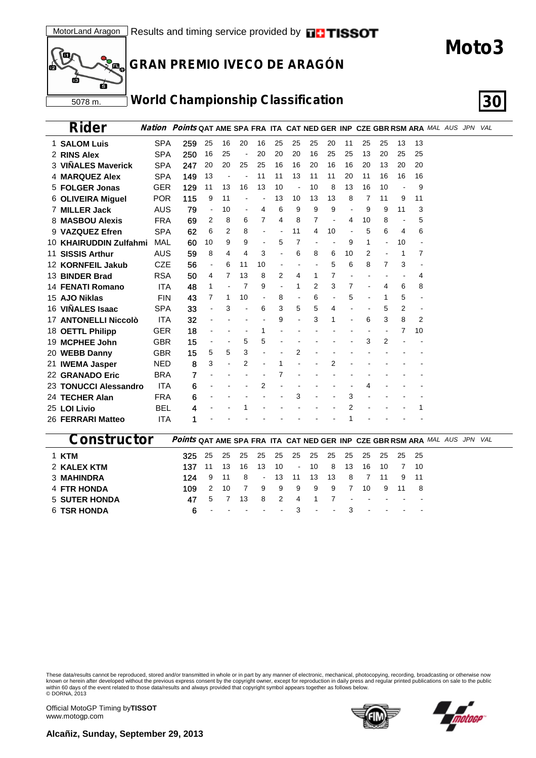MotorLand Aragon | Results and timing service provided by TISSOT

5078 m.

# Moto3

## GRAN PREMIO IVECO DE ARAGÓN

## World Championship Classification

| Rider | Nation | Points | QAT | AME | SPA | FRA | ITA | CAT | NED | GER | INP | CZE | GBR | RSM | ARA | MAL | AUS | JPN | VAL |
|---|---|---|---|---|---|---|---|---|---|---|---|---|---|---|---|---|---|---|---|
| 1 SALOM Luis | SPA | 259 | 25 | 16 | 20 | 16 | 25 | 25 | 25 | 20 | 11 | 25 | 25 | 13 | 13 | | | | |
| 2 RINS Alex | SPA | 250 | 16 | 25 | - | 20 | 20 | 20 | 16 | 25 | 25 | 13 | 20 | 25 | 25 | | | | |
| 3 VIÑALES Maverick | SPA | 247 | 20 | 20 | 25 | 25 | 16 | 16 | 20 | 16 | 16 | 20 | 13 | 20 | 20 | | | | |
| 4 MARQUEZ Alex | SPA | 149 | 13 | - | - | 11 | 11 | 13 | 11 | 11 | 20 | 11 | 16 | 16 | 16 | | | | |
| 5 FOLGER Jonas | GER | 129 | 11 | 13 | 16 | 13 | 10 | - | 10 | 8 | 13 | 16 | 10 | - | 9 | | | | |
| 6 OLIVEIRA Miguel | POR | 115 | 9 | 11 | - | - | 13 | 10 | 13 | 13 | 8 | 7 | 11 | 9 | 11 | | | | |
| 7 MILLER Jack | AUS | 79 | - | 10 | - | 4 | 6 | 9 | 9 | 9 | - | 9 | 9 | 11 | 3 | | | | |
| 8 MASBOU Alexis | FRA | 69 | 2 | 8 | 6 | 7 | 4 | 8 | 7 | - | 4 | 10 | 8 | - | 5 | | | | |
| 9 VAZQUEZ Efren | SPA | 62 | 6 | 2 | 8 | - | - | 11 | 4 | 10 | - | 5 | 6 | 4 | 6 | | | | |
| 10 KHAIRUDDIN Zulfahmi | MAL | 60 | 10 | 9 | 9 | - | 5 | 7 | - | - | 9 | 1 | - | 10 | - | | | | |
| 11 SISSIS Arthur | AUS | 59 | 8 | 4 | 4 | 3 | - | 6 | 8 | 6 | 10 | 2 | - | 1 | 7 | | | | |
| 12 KORNFEIL Jakub | CZE | 56 | - | 6 | 11 | 10 | - | - | - | 5 | 6 | 8 | 7 | 3 | - | | | | |
| 13 BINDER Brad | RSA | 50 | 4 | 7 | 13 | 8 | 2 | 4 | 1 | 7 | - | - | - | - | 4 | | | | |
| 14 FENATI Romano | ITA | 48 | 1 | - | 7 | 9 | - | 1 | 2 | 3 | 7 | - | 4 | 6 | 8 | | | | |
| 15 AJO Niklas | FIN | 43 | 7 | 1 | 10 | - | 8 | - | 6 | - | 5 | - | 1 | 5 | - | | | | |
| 16 VIÑALES Isaac | SPA | 33 | - | 3 | - | 6 | 3 | 5 | 5 | 4 | - | - | 5 | 2 | - | | | | |
| 17 ANTONELLI Niccolò | ITA | 32 | - | - | - | - | 9 | - | 3 | 1 | - | 6 | 3 | 8 | 2 | | | | |
| 18 OETTL Philipp | GER | 18 | - | - | - | 1 | - | - | - | - | - | - | - | 7 | 10 | | | | |
| 19 MCPHEE John | GBR | 15 | - | - | 5 | 5 | - | - | - | - | - | 3 | 2 | - | - | | | | |
| 20 WEBB Danny | GBR | 15 | 5 | 5 | 3 | - | - | 2 | - | - | - | - | - | - | - | | | | |
| 21 IWEMA Jasper | NED | 8 | 3 | - | 2 | - | 1 | - | - | 2 | - | - | - | - | - | | | | |
| 22 GRANADO Eric | BRA | 7 | - | - | - | - | 7 | - | - | - | - | - | - | - | - | | | | |
| 23 TONUCCI Alessandro | ITA | 6 | - | - | - | 2 | - | - | - | - | - | 4 | - | - | - | | | | |
| 24 TECHER Alan | FRA | 6 | - | - | - | - | - | 3 | - | - | 3 | - | - | - | - | | | | |
| 25 LOI Livio | BEL | 4 | - | - | 1 | - | - | - | - | - | 2 | - | - | - | 1 | | | | |
| 26 FERRARI Matteo | ITA | 1 | - | - | - | - | - | - | - | - | 1 | - | - | - | - | | | | |

| Constructor | Points | QAT | AME | SPA | FRA | ITA | CAT | NED | GER | INP | CZE | GBR | RSM | ARA | MAL | AUS | JPN | VAL |
|---|---|---|---|---|---|---|---|---|---|---|---|---|---|---|---|---|---|---|
| 1 KTM | 325 | 25 | 25 | 25 | 25 | 25 | 25 | 25 | 25 | 25 | 25 | 25 | 25 | 25 | | | | |
| 2 KALEX KTM | 137 | 11 | 13 | 16 | 13 | 10 | - | 10 | 8 | 13 | 16 | 10 | 7 | 10 | | | | |
| 3 MAHINDRA | 124 | 9 | 11 | 8 | - | 13 | 11 | 13 | 13 | 8 | 7 | 11 | 9 | 11 | | | | |
| 4 FTR HONDA | 109 | 2 | 10 | 7 | 9 | 9 | 9 | 9 | 9 | 7 | 10 | 9 | 11 | 8 | | | | |
| 5 SUTER HONDA | 47 | 5 | 7 | 13 | 8 | 2 | 4 | 1 | 7 | - | - | - | - | - | | | | |
| 6 TSR HONDA | 6 | - | - | - | - | - | 3 | - | - | 3 | - | - | - | - | | | | |

These data/results cannot be reproduced, stored and/or transmitted in whole or in part by any manner of electronic, mechanical, photocopying, recording, broadcasting or otherwise now known or herein after developed without the previous express consent by the copyright owner, except for reproduction in daily press and regular printed publications on sale to the public within 60 days of the event related to those data/results and always provided that copyright symbol appears together as follows below.
© DORNA, 2013

Official MotoGP Timing by **TISSOT**
www.motogp.com

**Alcañiz, Sunday, September 29, 2013**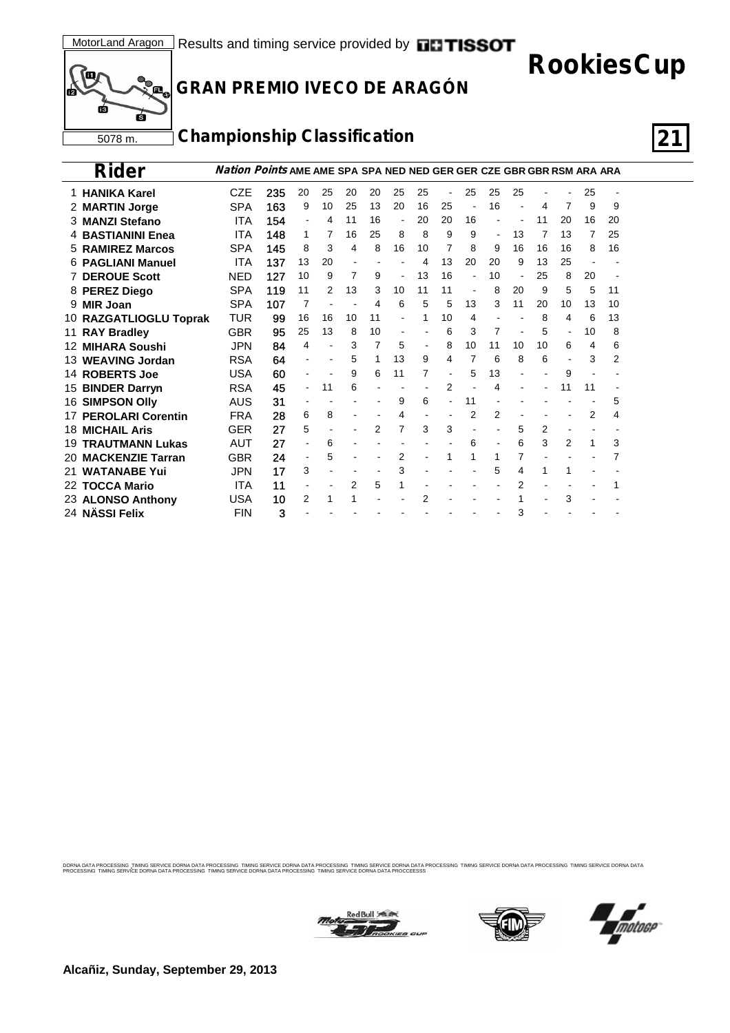MotorLand Aragon

Results and timing service provided by TISSOT

# RookiesCup

## GRAN PREMIO IVECO DE ARAGÓN

5078 m.

## Championship Classification

21

| | Rider | Nation | Points | AME | AME | SPA | SPA | NED | NED | GER | GER | CZE | GBR | GBR | RSM | ARA | ARA |
|---|---|---|---|---|---|---|---|---|---|---|---|---|---|---|---|---|---|
| 1 | **HANIKA Karel** | CZE | **235** | 20 | 25 | 20 | 20 | 25 | 25 | - | 25 | 25 | 25 | - | - | 25 | - |
| 2 | **MARTIN Jorge** | SPA | **163** | 9 | 10 | 25 | 13 | 20 | 16 | 25 | - | 16 | - | 4 | 7 | 9 | 9 |
| 3 | **MANZI Stefano** | ITA | **154** | - | 4 | 11 | 16 | - | 20 | 20 | 16 | - | - | 11 | 20 | 16 | 20 |
| 4 | **BASTIANINI Enea** | ITA | **148** | 1 | 7 | 16 | 25 | 8 | 8 | 9 | 9 | - | 13 | 7 | 13 | 7 | 25 |
| 5 | **RAMIREZ Marcos** | SPA | **145** | 8 | 3 | 4 | 8 | 16 | 10 | 7 | 8 | 9 | 16 | 16 | 16 | 8 | 16 |
| 6 | **PAGLIANI Manuel** | ITA | **137** | 13 | 20 | - | - | - | 4 | 13 | 20 | 20 | 9 | 13 | 25 | - | - |
| 7 | **DEROUE Scott** | NED | **127** | 10 | 9 | 7 | 9 | - | 13 | 16 | - | 10 | - | 25 | 8 | 20 | - |
| 8 | **PEREZ Diego** | SPA | **119** | 11 | 2 | 13 | 3 | 10 | 11 | 11 | - | 8 | 20 | 9 | 5 | 5 | 11 |
| 9 | **MIR Joan** | SPA | **107** | 7 | - | - | 4 | 6 | 5 | 5 | 13 | 3 | 11 | 20 | 10 | 13 | 10 |
| 10 | **RAZGATLIOGLU Toprak** | TUR | **99** | 16 | 16 | 10 | 11 | - | 1 | 10 | 4 | - | - | 8 | 4 | 6 | 13 |
| 11 | **RAY Bradley** | GBR | **95** | 25 | 13 | 8 | 10 | - | - | 6 | 3 | 7 | - | 5 | - | 10 | 8 |
| 12 | **MIHARA Soushi** | JPN | **84** | 4 | - | 3 | 7 | 5 | - | 8 | 10 | 11 | 10 | 10 | 6 | 4 | 6 |
| 13 | **WEAVING Jordan** | RSA | **64** | - | - | 5 | 1 | 13 | 9 | 4 | 7 | 6 | 8 | 6 | - | 3 | 2 |
| 14 | **ROBERTS Joe** | USA | **60** | - | - | 9 | 6 | 11 | 7 | - | 5 | 13 | - | - | 9 | - | - |
| 15 | **BINDER Darryn** | RSA | **45** | - | 11 | 6 | - | - | - | 2 | - | 4 | - | - | 11 | 11 | - |
| 16 | **SIMPSON Olly** | AUS | **31** | - | - | - | - | 9 | 6 | - | 11 | - | - | - | - | - | 5 |
| 17 | **PEROLARI Corentin** | FRA | **28** | 6 | 8 | - | - | 4 | - | - | 2 | 2 | - | - | - | 2 | 4 |
| 18 | **MICHAIL Aris** | GER | **27** | 5 | - | - | 2 | 7 | 3 | 3 | - | - | 5 | 2 | - | - | - |
| 19 | **TRAUTMANN Lukas** | AUT | **27** | - | 6 | - | - | - | - | - | 6 | - | 6 | 3 | 2 | 1 | 3 |
| 20 | **MACKENZIE Tarran** | GBR | **24** | - | 5 | - | - | 2 | - | 1 | 1 | 1 | 7 | - | - | - | 7 |
| 21 | **WATANABE Yui** | JPN | **17** | 3 | - | - | - | 3 | - | - | - | 5 | 4 | 1 | 1 | - | - |
| 22 | **TOCCA Mario** | ITA | **11** | - | - | 2 | 5 | 1 | - | - | - | - | 2 | - | - | - | 1 |
| 23 | **ALONSO Anthony** | USA | **10** | 2 | 1 | 1 | - | - | 2 | - | - | - | 1 | - | 3 | - | - |
| 24 | **NÄSSI Felix** | FIN | **3** | - | - | - | - | - | - | - | - | - | 3 | - | - | - | - |

DORNA DATA PROCESSING TIMING SERVICE DORNA DATA PROCESSING TIMING SERVICE DORNA DATA PROCESSING TIMING SERVICE DORNA DATA PROCESSING TIMING SERVICE DORNA DATA PROCESSING TIMING SERVICE DORNA DATA PROCESSING TIMING SERVICE DORNA DATA PROCESSING TIMING SERVICE DORNA DATA PROCESSING TIMING SERVICE DORNA DATA PROCESSING TIMING SERVICE DORNA DATA PROCCEESSS

**Alcañiz, Sunday, September 29, 2013**